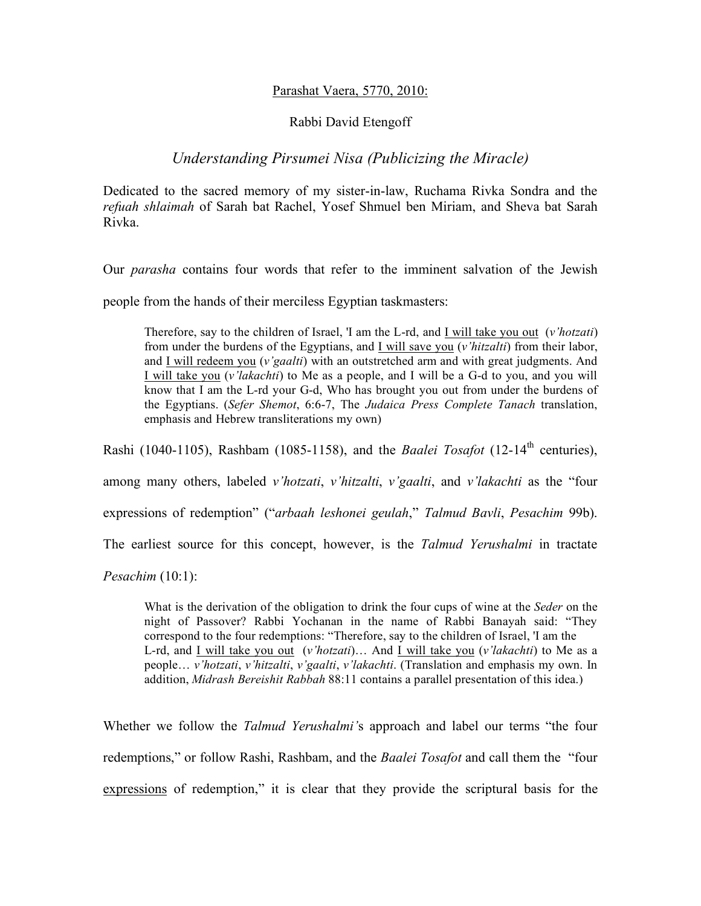Parashat Vaera, 5770, 2010:

Rabbi David Etengoff

# *Understanding Pirsumei Nisa (Publicizing the Miracle)*

Dedicated to the sacred memory of my sister-in-law, Ruchama Rivka Sondra and the *refuah shlaimah* of Sarah bat Rachel, Yosef Shmuel ben Miriam, and Sheva bat Sarah Rivka.

Our *parasha* contains four words that refer to the imminent salvation of the Jewish people from the hands of their merciless Egyptian taskmasters:

> Therefore, say to the children of Israel, 'I am the L-rd, and <u>I will take you out</u> (*v'hotzati*) from under the burdens of the Egyptians, and <u>I will save you</u> (*v'hitzalti*) from their labor, and <u>I will redeem you</u> (*v'gaalti*) with an outstretched arm and with great judgments. And <u>I will take you</u> (*v'lakachti*) to Me as a people, and I will be a G-d to you, and you will know that I am the L-rd your G-d, Who has brought you out from under the burdens of the Egyptians. (*Sefer Shemot*, 6:6-7, The *Judaica Press Complete Tanach* translation, emphasis and Hebrew transliterations my own)

Rashi (1040-1105), Rashbam (1085-1158), and the *Baalei Tosafot* (12-14th centuries), among many others, labeled *v'hotzati*, *v'hitzalti*, *v'gaalti*, and *v'lakachti* as the "four expressions of redemption" ("*arbaah leshonei geulah*," *Talmud Bavli*, *Pesachim* 99b). The earliest source for this concept, however, is the *Talmud Yerushalmi* in tractate *Pesachim* (10:1):

> What is the derivation of the obligation to drink the four cups of wine at the *Seder* on the night of Passover? Rabbi Yochanan in the name of Rabbi Banayah said: "They correspond to the four redemptions: "Therefore, say to the children of Israel, 'I am the L-rd, and <u>I will take you out</u> (*v'hotzati*)… And <u>I will take you</u> (*v'lakachti*) to Me as a people… *v'hotzati*, *v'hitzalti*, *v'gaalti*, *v'lakachti*. (Translation and emphasis my own. In addition, *Midrash Bereishit Rabbah* 88:11 contains a parallel presentation of this idea.)

Whether we follow the *Talmud Yerushalmi's* approach and label our terms "the four redemptions," or follow Rashi, Rashbam, and the *Baalei Tosafot* and call them the "four <u>expressions</u> of redemption," it is clear that they provide the scriptural basis for the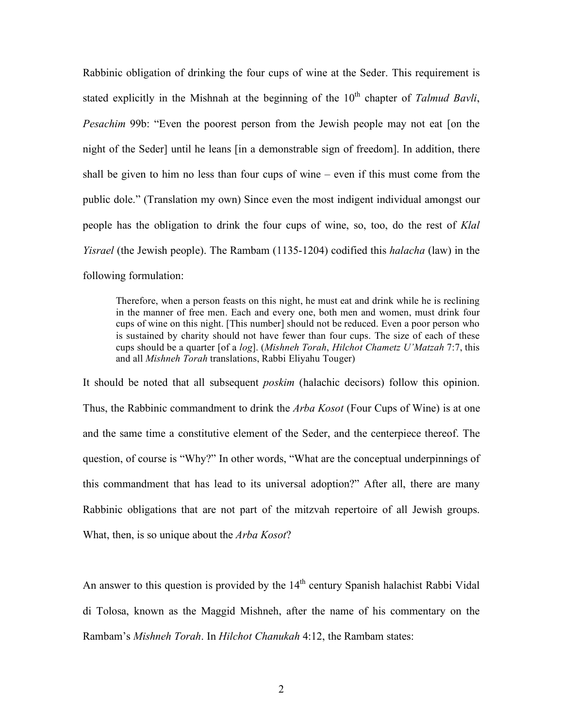Rabbinic obligation of drinking the four cups of wine at the Seder. This requirement is stated explicitly in the Mishnah at the beginning of the 10th chapter of *Talmud Bavli*, *Pesachim* 99b: "Even the poorest person from the Jewish people may not eat [on the night of the Seder] until he leans [in a demonstrable sign of freedom]. In addition, there shall be given to him no less than four cups of wine – even if this must come from the public dole." (Translation my own) Since even the most indigent individual amongst our people has the obligation to drink the four cups of wine, so, too, do the rest of *Klal Yisrael* (the Jewish people). The Rambam (1135-1204) codified this *halacha* (law) in the following formulation:

> Therefore, when a person feasts on this night, he must eat and drink while he is reclining in the manner of free men. Each and every one, both men and women, must drink four cups of wine on this night. [This number] should not be reduced. Even a poor person who is sustained by charity should not have fewer than four cups. The size of each of these cups should be a quarter [of a *log*]. (*Mishneh Torah*, *Hilchot Chametz U'Matzah* 7:7, this and all *Mishneh Torah* translations, Rabbi Eliyahu Touger)

It should be noted that all subsequent *poskim* (halachic decisors) follow this opinion. Thus, the Rabbinic commandment to drink the *Arba Kosot* (Four Cups of Wine) is at one and the same time a constitutive element of the Seder, and the centerpiece thereof. The question, of course is "Why?" In other words, "What are the conceptual underpinnings of this commandment that has lead to its universal adoption?" After all, there are many Rabbinic obligations that are not part of the mitzvah repertoire of all Jewish groups. What, then, is so unique about the *Arba Kosot*?

An answer to this question is provided by the 14th century Spanish halachist Rabbi Vidal di Tolosa, known as the Maggid Mishneh, after the name of his commentary on the Rambam's *Mishneh Torah*. In *Hilchot Chanukah* 4:12, the Rambam states: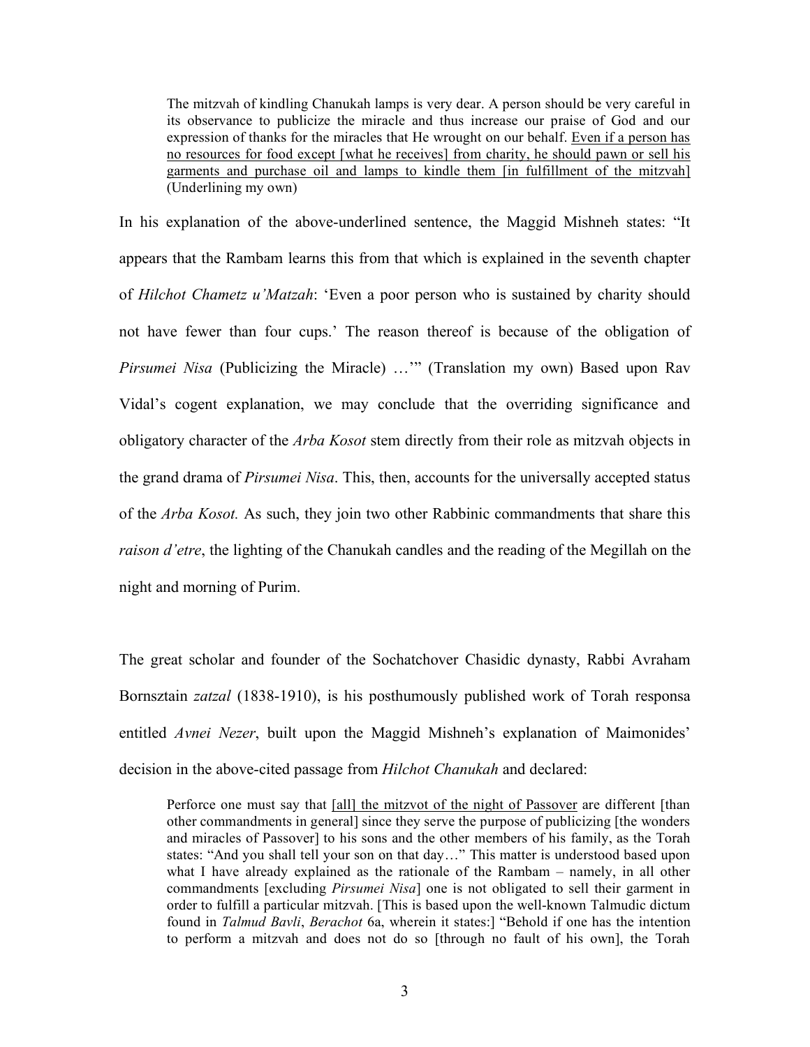> The mitzvah of kindling Chanukah lamps is very dear. A person should be very careful in its observance to publicize the miracle and thus increase our praise of God and our expression of thanks for the miracles that He wrought on our behalf. <u>Even if a person has no resources for food except [what he receives] from charity, he should pawn or sell his garments and purchase oil and lamps to kindle them [in fulfillment of the mitzvah]</u> (Underlining my own)

In his explanation of the above-underlined sentence, the Maggid Mishneh states: "It appears that the Rambam learns this from that which is explained in the seventh chapter of *Hilchot Chametz u'Matzah*: 'Even a poor person who is sustained by charity should not have fewer than four cups.' The reason thereof is because of the obligation of *Pirsumei Nisa* (Publicizing the Miracle) …'" (Translation my own) Based upon Rav Vidal's cogent explanation, we may conclude that the overriding significance and obligatory character of the *Arba Kosot* stem directly from their role as mitzvah objects in the grand drama of *Pirsumei Nisa*. This, then, accounts for the universally accepted status of the *Arba Kosot.* As such, they join two other Rabbinic commandments that share this *raison d'etre*, the lighting of the Chanukah candles and the reading of the Megillah on the night and morning of Purim.

The great scholar and founder of the Sochatchover Chasidic dynasty, Rabbi Avraham Bornsztain *zatzal* (1838-1910), is his posthumously published work of Torah responsa entitled *Avnei Nezer*, built upon the Maggid Mishneh's explanation of Maimonides' decision in the above-cited passage from *Hilchot Chanukah* and declared:

> Perforce one must say that <u>[all] the mitzvot of the night of Passover</u> are different [than other commandments in general] since they serve the purpose of publicizing [the wonders and miracles of Passover] to his sons and the other members of his family, as the Torah states: "And you shall tell your son on that day…" This matter is understood based upon what I have already explained as the rationale of the Rambam – namely, in all other commandments [excluding *Pirsumei Nisa*] one is not obligated to sell their garment in order to fulfill a particular mitzvah. [This is based upon the well-known Talmudic dictum found in *Talmud Bavli*, *Berachot* 6a, wherein it states:] "Behold if one has the intention to perform a mitzvah and does not do so [through no fault of his own], the Torah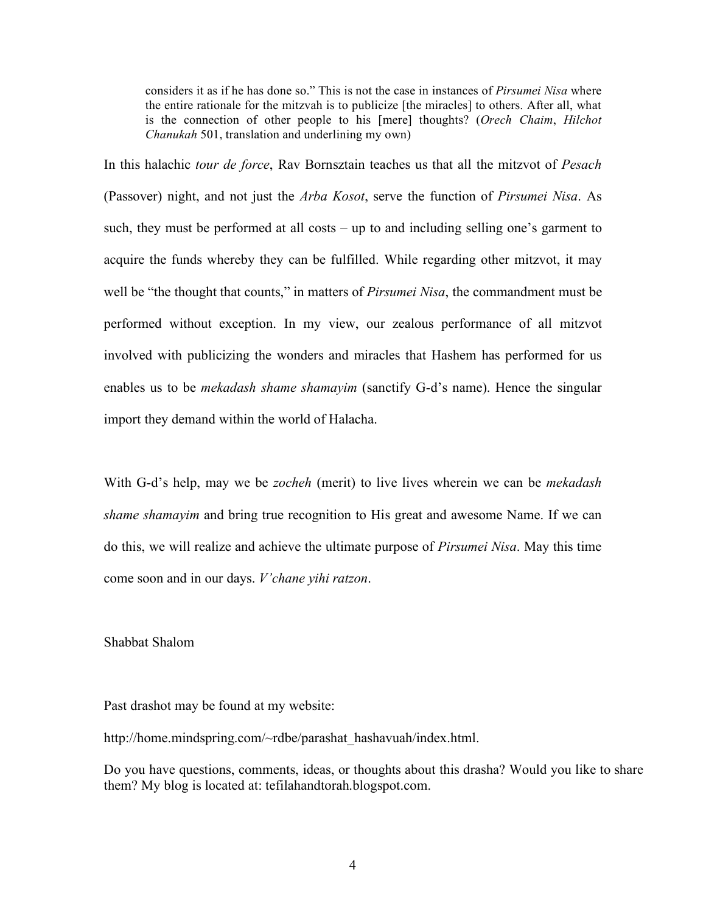> considers it as if he has done so." This is not the case in instances of *Pirsumei Nisa* where the entire rationale for the mitzvah is to publicize [the miracles] to others. After all, what is the connection of other people to his [mere] thoughts? (*Orech Chaim*, *Hilchot Chanukah* 501, translation and underlining my own)

In this halachic *tour de force*, Rav Bornsztain teaches us that all the mitzvot of *Pesach* (Passover) night, and not just the *Arba Kosot*, serve the function of *Pirsumei Nisa*. As such, they must be performed at all costs – up to and including selling one's garment to acquire the funds whereby they can be fulfilled. While regarding other mitzvot, it may well be "the thought that counts," in matters of *Pirsumei Nisa*, the commandment must be performed without exception. In my view, our zealous performance of all mitzvot involved with publicizing the wonders and miracles that Hashem has performed for us enables us to be *mekadash shame shamayim* (sanctify G-d's name). Hence the singular import they demand within the world of Halacha.

With G-d's help, may we be *zocheh* (merit) to live lives wherein we can be *mekadash shame shamayim* and bring true recognition to His great and awesome Name. If we can do this, we will realize and achieve the ultimate purpose of *Pirsumei Nisa*. May this time come soon and in our days. *V'chane yihi ratzon*.

Shabbat Shalom

Past drashot may be found at my website:

http://home.mindspring.com/~rdbe/parashat_hashavuah/index.html.

Do you have questions, comments, ideas, or thoughts about this drasha? Would you like to share them? My blog is located at: tefilahandtorah.blogspot.com.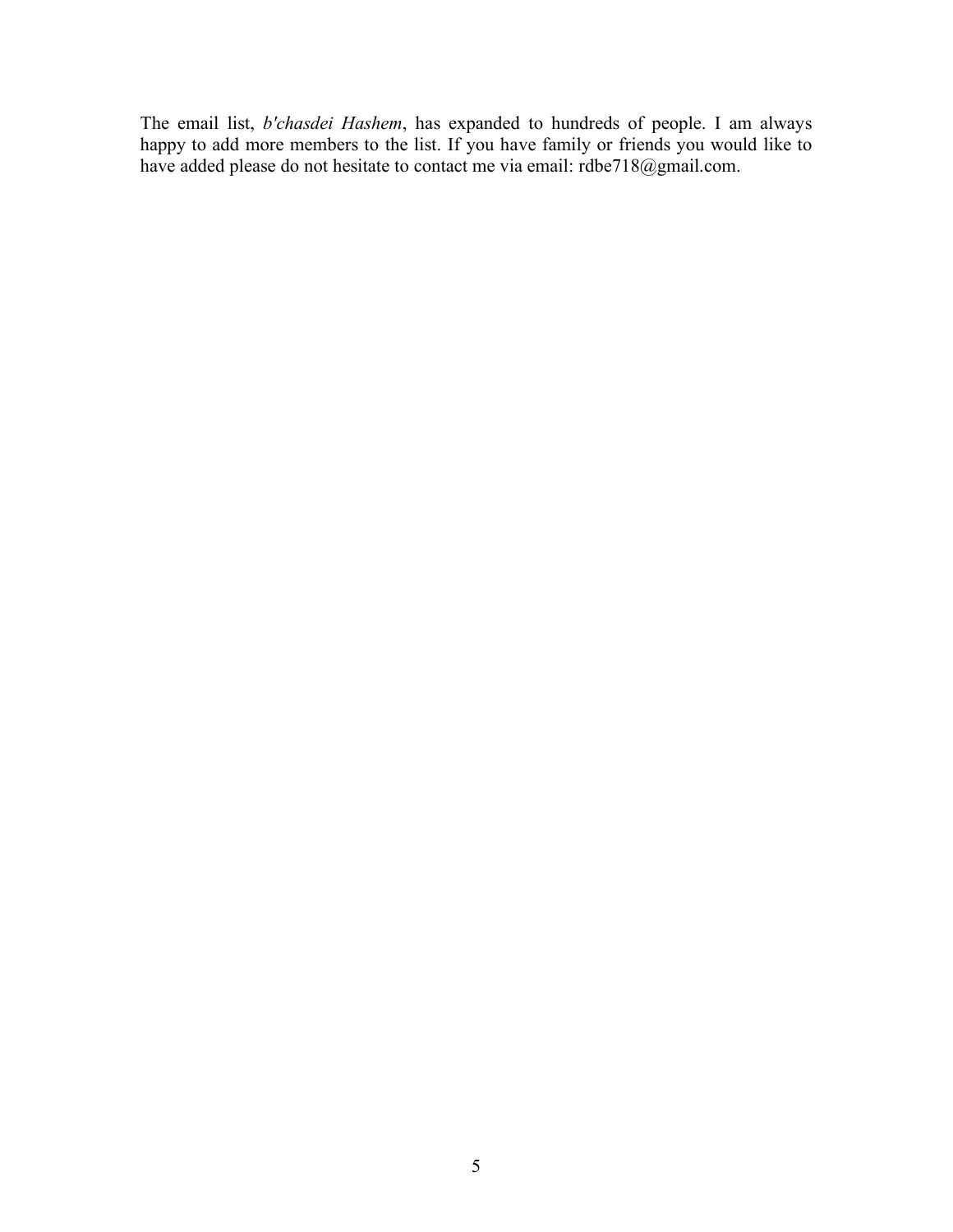The email list, *b'chasdei Hashem*, has expanded to hundreds of people. I am always happy to add more members to the list. If you have family or friends you would like to have added please do not hesitate to contact me via email: rdbe718@gmail.com.